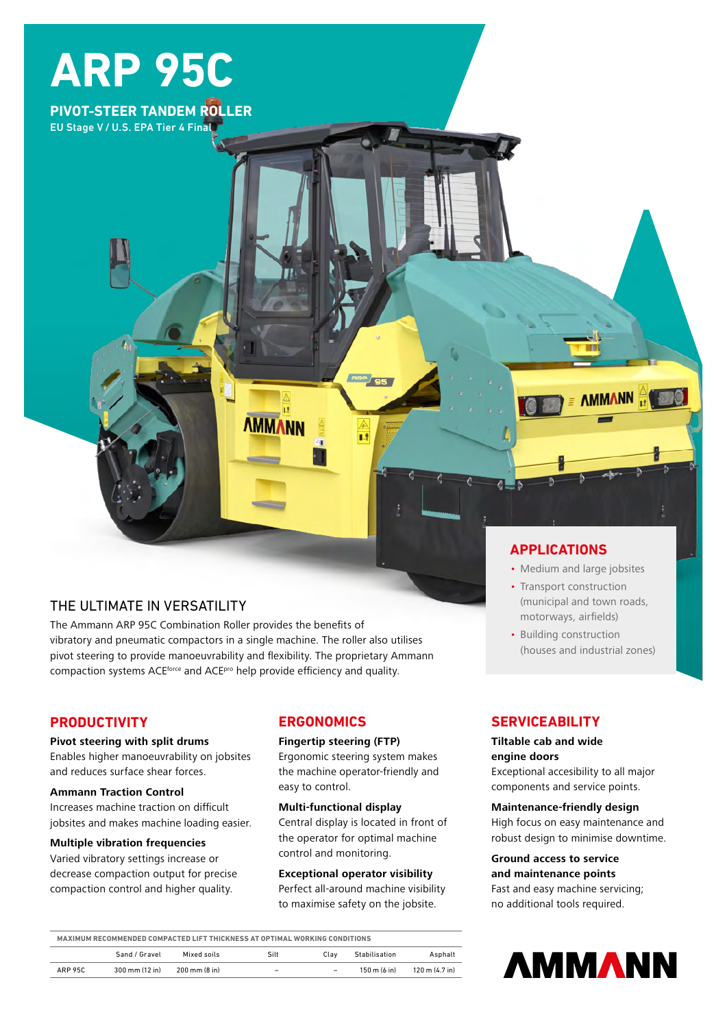# ARP 95C

**PIVOT-STEER TANDEM ROLLER**

EU Stage V / U.S. EPA Tier 4 Final

## APPLICATIONS

- Medium and large jobsites
- Transport construction (municipal and town roads, motorways, airfields)
- Building construction (houses and industrial zones)

## THE ULTIMATE IN VERSATILITY

The Ammann ARP 95C Combination Roller provides the benefits of vibratory and pneumatic compactors in a single machine. The roller also utilises pivot steering to provide manoeuvrability and flexibility. The proprietary Ammann compaction systems ACE$^{force}$ and ACE$^{pro}$ help provide efficiency and quality.

## PRODUCTIVITY

**Pivot steering with split drums**
Enables higher manoeuvrability on jobsites and reduces surface shear forces.

**Ammann Traction Control**
Increases machine traction on difficult jobsites and makes machine loading easier.

**Multiple vibration frequencies**
Varied vibratory settings increase or decrease compaction output for precise compaction control and higher quality.

## ERGONOMICS

**Fingertip steering (FTP)**
Ergonomic steering system makes the machine operator-friendly and easy to control.

**Multi-functional display**
Central display is located in front of the operator for optimal machine control and monitoring.

**Exceptional operator visibility**
Perfect all-around machine visibility to maximise safety on the jobsite.

## SERVICEABILITY

**Tiltable cab and wide engine doors**
Exceptional accesibility to all major components and service points.

**Maintenance-friendly design**
High focus on easy maintenance and robust design to minimise downtime.

**Ground access to service and maintenance points**
Fast and easy machine servicing; no additional tools required.

**MAXIMUM RECOMMENDED COMPACTED LIFT THICKNESS AT OPTIMAL WORKING CONDITIONS**

| | Sand / Gravel | Mixed soils | Silt | Clay | Stabilisation | Asphalt |
|---|---|---|---|---|---|---|
| ARP 95C | 300 mm (12 in) | 200 mm (8 in) | – | – | 150 m (6 in) | 120 m (4.7 in) |

AMMANN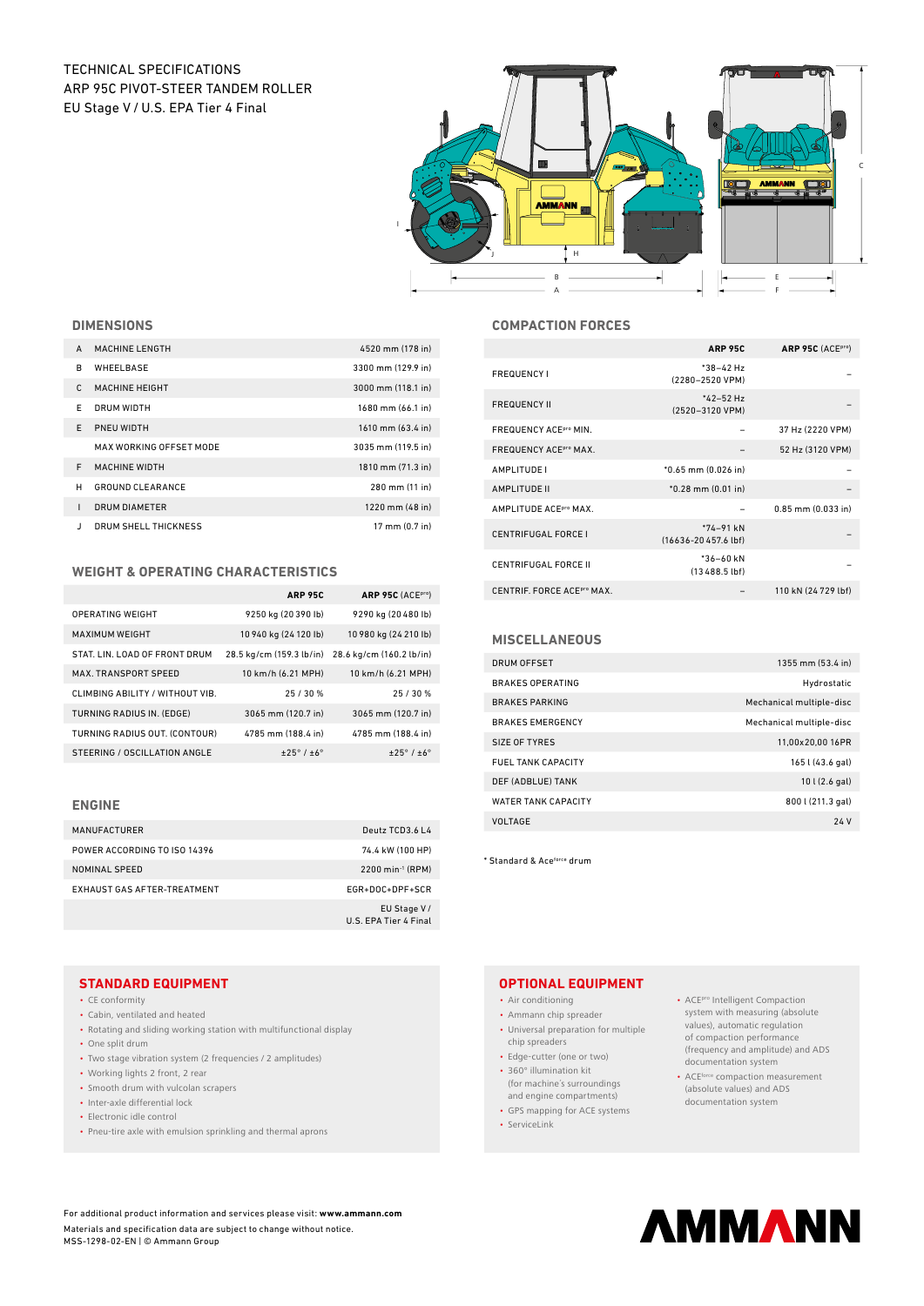TECHNICAL SPECIFICATIONS
ARP 95C PIVOT-STEER TANDEM ROLLER
EU Stage V / U.S. EPA Tier 4 Final

## DIMENSIONS

| | | |
|---|---|---|
| A | MACHINE LENGTH | 4520 mm (178 in) |
| B | WHEELBASE | 3300 mm (129.9 in) |
| C | MACHINE HEIGHT | 3000 mm (118.1 in) |
| E | DRUM WIDTH | 1680 mm (66.1 in) |
| E | PNEU WIDTH | 1610 mm (63.4 in) |
| | MAX WORKING OFFSET MODE | 3035 mm (119.5 in) |
| F | MACHINE WIDTH | 1810 mm (71.3 in) |
| H | GROUND CLEARANCE | 280 mm (11 in) |
| I | DRUM DIAMETER | 1220 mm (48 in) |
| J | DRUM SHELL THICKNESS | 17 mm (0.7 in) |

## WEIGHT & OPERATING CHARACTERISTICS

| | ARP 95C | ARP 95C (ACEpro) |
|---|---|---|
| OPERATING WEIGHT | 9250 kg (20 390 lb) | 9290 kg (20 480 lb) |
| MAXIMUM WEIGHT | 10 940 kg (24 120 lb) | 10 980 kg (24 210 lb) |
| STAT. LIN. LOAD OF FRONT DRUM | 28.5 kg/cm (159.3 lb/in) | 28.6 kg/cm (160.2 lb/in) |
| MAX. TRANSPORT SPEED | 10 km/h (6.21 MPH) | 10 km/h (6.21 MPH) |
| CLIMBING ABILITY / WITHOUT VIB. | 25 / 30 % | 25 / 30 % |
| TURNING RADIUS IN. (EDGE) | 3065 mm (120.7 in) | 3065 mm (120.7 in) |
| TURNING RADIUS OUT. (CONTOUR) | 4785 mm (188.4 in) | 4785 mm (188.4 in) |
| STEERING / OSCILLATION ANGLE | ±25° / ±6° | ±25° / ±6° |

## ENGINE

| | |
|---|---|
| MANUFACTURER | Deutz TCD3.6 L4 |
| POWER ACCORDING TO ISO 14396 | 74.4 kW (100 HP) |
| NOMINAL SPEED | 2200 min⁻¹ (RPM) |
| EXHAUST GAS AFTER-TREATMENT | EGR+DOC+DPF+SCR |
| | EU Stage V / U.S. EPA Tier 4 Final |

## COMPACTION FORCES

| | ARP 95C | ARP 95C (ACEpro) |
|---|---|---|
| FREQUENCY I | *38–42 Hz (2280–2520 VPM) | – |
| FREQUENCY II | *42–52 Hz (2520–3120 VPM) | – |
| FREQUENCY ACEpro MIN. | – | 37 Hz (2220 VPM) |
| FREQUENCY ACEpro MAX. | – | 52 Hz (3120 VPM) |
| AMPLITUDE I | *0.65 mm (0.026 in) | – |
| AMPLITUDE II | *0.28 mm (0.01 in) | – |
| AMPLITUDE ACEpro MAX. | – | 0.85 mm (0.033 in) |
| CENTRIFUGAL FORCE I | *74–91 kN (16636-20 457.6 lbf) | – |
| CENTRIFUGAL FORCE II | *36–60 kN (13 488.5 lbf) | – |
| CENTRIF. FORCE ACEpro MAX. | – | 110 kN (24 729 lbf) |

## MISCELLANEOUS

| | |
|---|---|
| DRUM OFFSET | 1355 mm (53.4 in) |
| BRAKES OPERATING | Hydrostatic |
| BRAKES PARKING | Mechanical multiple-disc |
| BRAKES EMERGENCY | Mechanical multiple-disc |
| SIZE OF TYRES | 11,00x20,00 16PR |
| FUEL TANK CAPACITY | 165 l (43.6 gal) |
| DEF (ADBLUE) TANK | 10 l (2.6 gal) |
| WATER TANK CAPACITY | 800 l (211.3 gal) |
| VOLTAGE | 24 V |

* Standard & Aceforce drum

## STANDARD EQUIPMENT

- CE conformity
- Cabin, ventilated and heated
- Rotating and sliding working station with multifunctional display
- One split drum
- Two stage vibration system (2 frequencies / 2 amplitudes)
- Working lights 2 front, 2 rear
- Smooth drum with vulcolan scrapers
- Inter-axle differential lock
- Electronic idle control
- Pneu-tire axle with emulsion sprinkling and thermal aprons

## OPTIONAL EQUIPMENT

- Air conditioning
- Ammann chip spreader
- Universal preparation for multiple chip spreaders
- Edge-cutter (one or two)
- 360° illumination kit (for machine's surroundings and engine compartments)
- GPS mapping for ACE systems
- ServiceLink
- ACEpro Intelligent Compaction system with measuring (absolute values), automatic regulation of compaction performance (frequency and amplitude) and ADS documentation system
- ACEforce compaction measurement (absolute values) and ADS documentation system

For additional product information and services please visit: **www.ammann.com**
Materials and specification data are subject to change without notice.
MSS-1298-02-EN | © Ammann Group

AMMANN